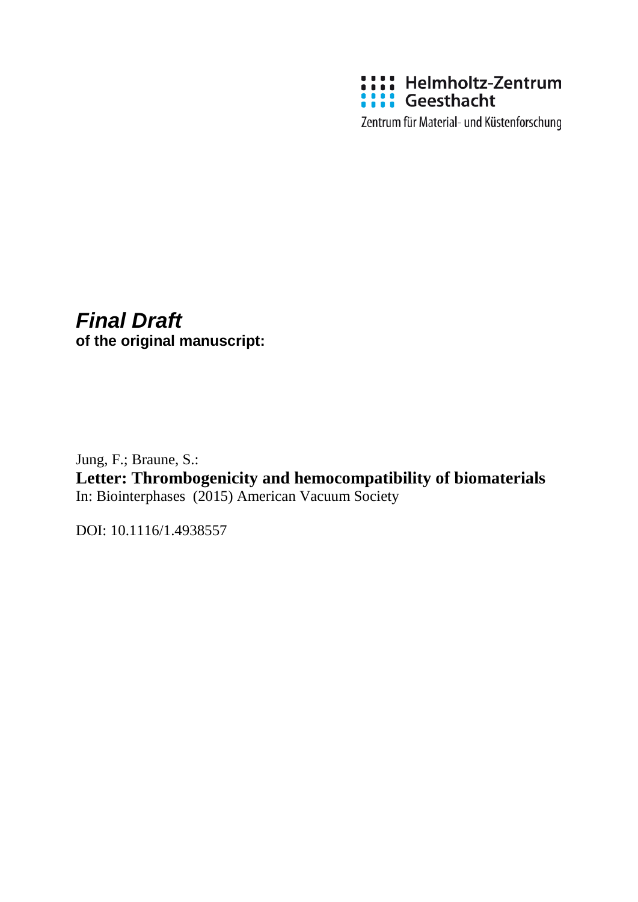Helmholtz-Zentrum Geesthacht

Zentrum für Material- und Küstenforschung

***Final Draft***
**of the original manuscript:**

Jung, F.; Braune, S.:
**Letter: Thrombogenicity and hemocompatibility of biomaterials**
In: Biointerphases (2015) American Vacuum Society

DOI: 10.1116/1.4938557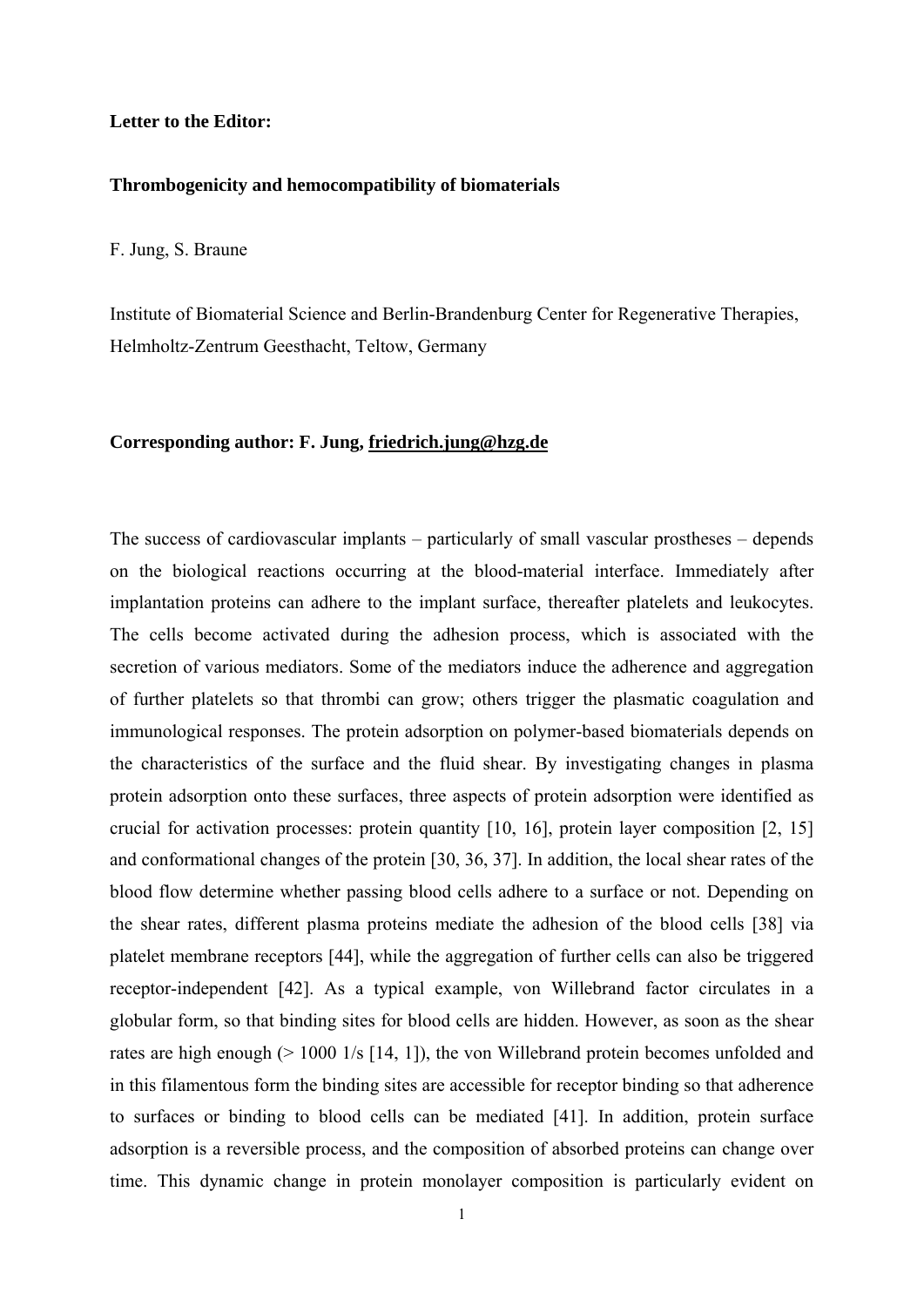**Letter to the Editor:**

**Thrombogenicity and hemocompatibility of biomaterials**

F. Jung, S. Braune

Institute of Biomaterial Science and Berlin-Brandenburg Center for Regenerative Therapies, Helmholtz-Zentrum Geesthacht, Teltow, Germany

**Corresponding author: F. Jung, friedrich.jung@hzg.de**

The success of cardiovascular implants – particularly of small vascular prostheses – depends on the biological reactions occurring at the blood-material interface. Immediately after implantation proteins can adhere to the implant surface, thereafter platelets and leukocytes. The cells become activated during the adhesion process, which is associated with the secretion of various mediators. Some of the mediators induce the adherence and aggregation of further platelets so that thrombi can grow; others trigger the plasmatic coagulation and immunological responses. The protein adsorption on polymer-based biomaterials depends on the characteristics of the surface and the fluid shear. By investigating changes in plasma protein adsorption onto these surfaces, three aspects of protein adsorption were identified as crucial for activation processes: protein quantity [10, 16], protein layer composition [2, 15] and conformational changes of the protein [30, 36, 37]. In addition, the local shear rates of the blood flow determine whether passing blood cells adhere to a surface or not. Depending on the shear rates, different plasma proteins mediate the adhesion of the blood cells [38] via platelet membrane receptors [44], while the aggregation of further cells can also be triggered receptor-independent [42]. As a typical example, von Willebrand factor circulates in a globular form, so that binding sites for blood cells are hidden. However, as soon as the shear rates are high enough (> 1000 1/s [14, 1]), the von Willebrand protein becomes unfolded and in this filamentous form the binding sites are accessible for receptor binding so that adherence to surfaces or binding to blood cells can be mediated [41]. In addition, protein surface adsorption is a reversible process, and the composition of absorbed proteins can change over time. This dynamic change in protein monolayer composition is particularly evident on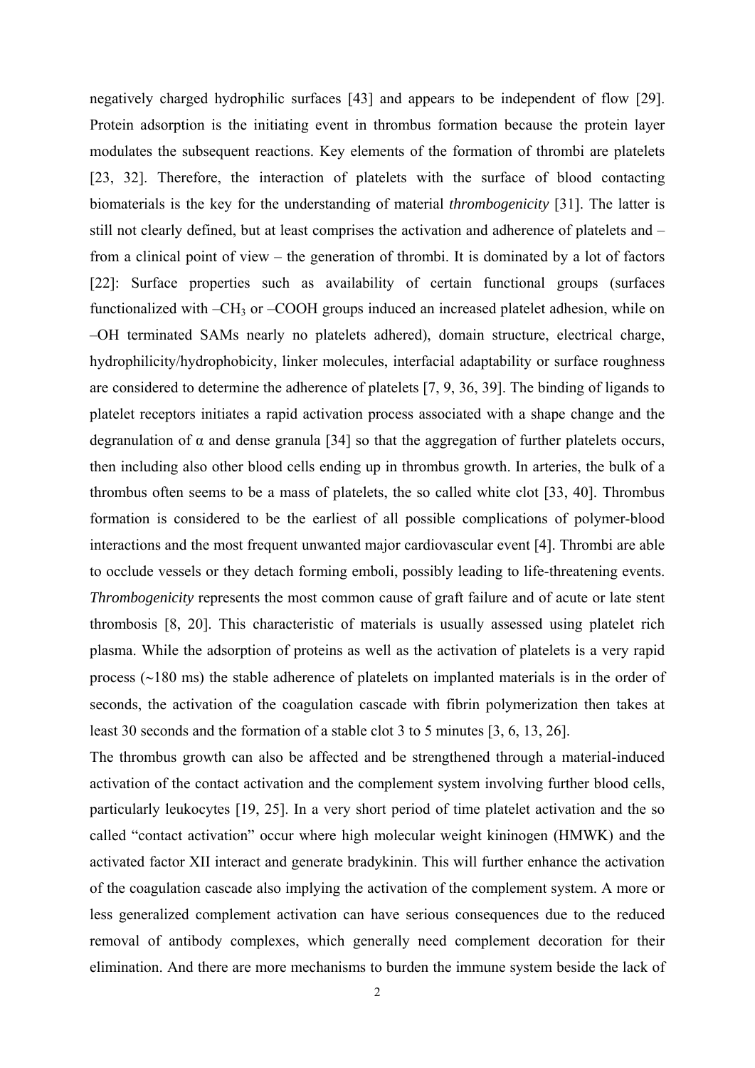negatively charged hydrophilic surfaces [43] and appears to be independent of flow [29]. Protein adsorption is the initiating event in thrombus formation because the protein layer modulates the subsequent reactions. Key elements of the formation of thrombi are platelets [23, 32]. Therefore, the interaction of platelets with the surface of blood contacting biomaterials is the key for the understanding of material *thrombogenicity* [31]. The latter is still not clearly defined, but at least comprises the activation and adherence of platelets and – from a clinical point of view – the generation of thrombi. It is dominated by a lot of factors [22]: Surface properties such as availability of certain functional groups (surfaces functionalized with $–CH_3$ or –COOH groups induced an increased platelet adhesion, while on –OH terminated SAMs nearly no platelets adhered), domain structure, electrical charge, hydrophilicity/hydrophobicity, linker molecules, interfacial adaptability or surface roughness are considered to determine the adherence of platelets [7, 9, 36, 39]. The binding of ligands to platelet receptors initiates a rapid activation process associated with a shape change and the degranulation of α and dense granula [34] so that the aggregation of further platelets occurs, then including also other blood cells ending up in thrombus growth. In arteries, the bulk of a thrombus often seems to be a mass of platelets, the so called white clot [33, 40]. Thrombus formation is considered to be the earliest of all possible complications of polymer-blood interactions and the most frequent unwanted major cardiovascular event [4]. Thrombi are able to occlude vessels or they detach forming emboli, possibly leading to life-threatening events. *Thrombogenicity* represents the most common cause of graft failure and of acute or late stent thrombosis [8, 20]. This characteristic of materials is usually assessed using platelet rich plasma. While the adsorption of proteins as well as the activation of platelets is a very rapid process (~180 ms) the stable adherence of platelets on implanted materials is in the order of seconds, the activation of the coagulation cascade with fibrin polymerization then takes at least 30 seconds and the formation of a stable clot 3 to 5 minutes [3, 6, 13, 26].

The thrombus growth can also be affected and be strengthened through a material-induced activation of the contact activation and the complement system involving further blood cells, particularly leukocytes [19, 25]. In a very short period of time platelet activation and the so called "contact activation" occur where high molecular weight kininogen (HMWK) and the activated factor XII interact and generate bradykinin. This will further enhance the activation of the coagulation cascade also implying the activation of the complement system. A more or less generalized complement activation can have serious consequences due to the reduced removal of antibody complexes, which generally need complement decoration for their elimination. And there are more mechanisms to burden the immune system beside the lack of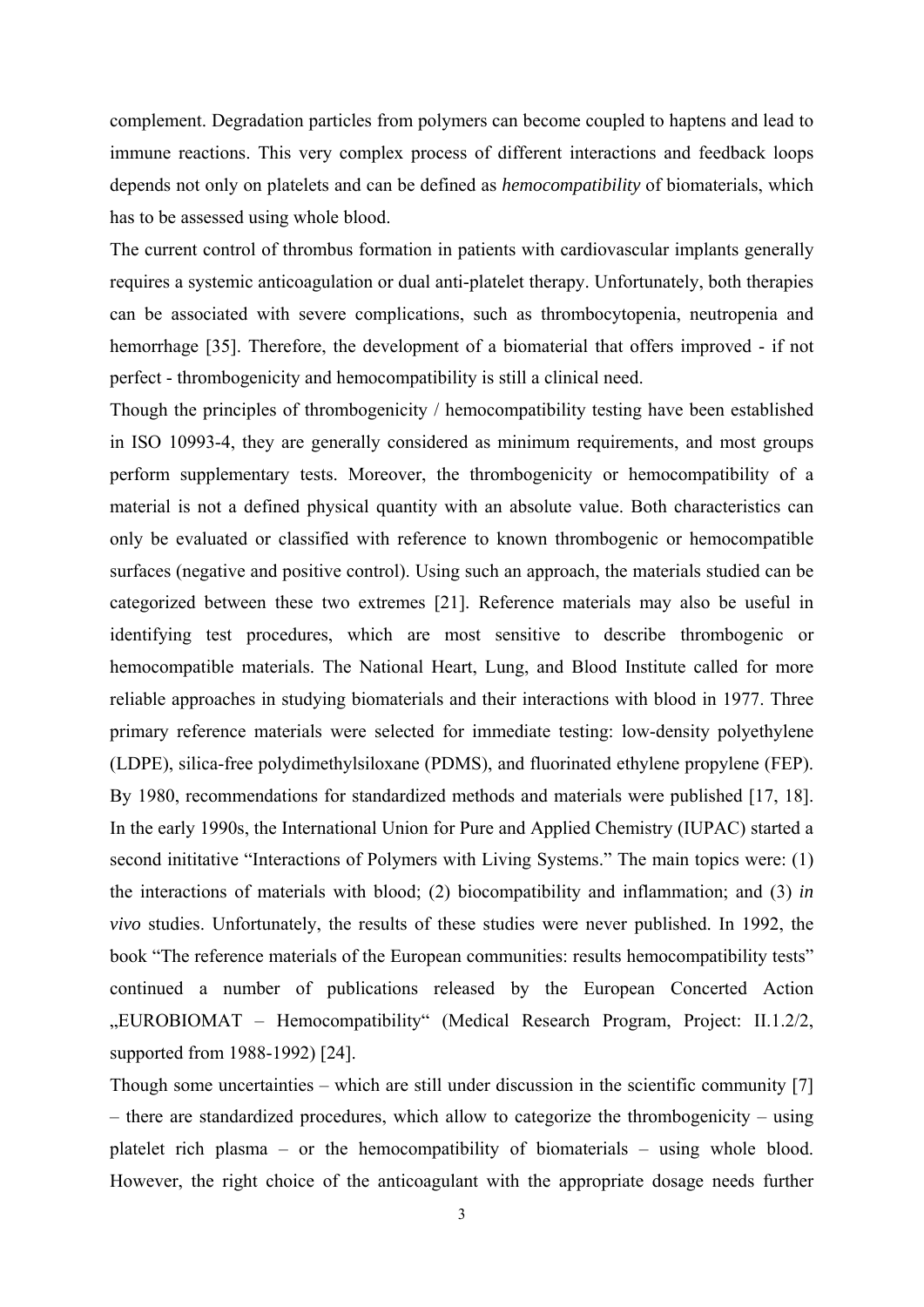complement. Degradation particles from polymers can become coupled to haptens and lead to immune reactions. This very complex process of different interactions and feedback loops depends not only on platelets and can be defined as *hemocompatibility* of biomaterials, which has to be assessed using whole blood.

The current control of thrombus formation in patients with cardiovascular implants generally requires a systemic anticoagulation or dual anti-platelet therapy. Unfortunately, both therapies can be associated with severe complications, such as thrombocytopenia, neutropenia and hemorrhage [35]. Therefore, the development of a biomaterial that offers improved - if not perfect - thrombogenicity and hemocompatibility is still a clinical need.

Though the principles of thrombogenicity / hemocompatibility testing have been established in ISO 10993-4, they are generally considered as minimum requirements, and most groups perform supplementary tests. Moreover, the thrombogenicity or hemocompatibility of a material is not a defined physical quantity with an absolute value. Both characteristics can only be evaluated or classified with reference to known thrombogenic or hemocompatible surfaces (negative and positive control). Using such an approach, the materials studied can be categorized between these two extremes [21]. Reference materials may also be useful in identifying test procedures, which are most sensitive to describe thrombogenic or hemocompatible materials. The National Heart, Lung, and Blood Institute called for more reliable approaches in studying biomaterials and their interactions with blood in 1977. Three primary reference materials were selected for immediate testing: low-density polyethylene (LDPE), silica-free polydimethylsiloxane (PDMS), and fluorinated ethylene propylene (FEP). By 1980, recommendations for standardized methods and materials were published [17, 18]. In the early 1990s, the International Union for Pure and Applied Chemistry (IUPAC) started a second inititative "Interactions of Polymers with Living Systems." The main topics were: (1) the interactions of materials with blood; (2) biocompatibility and inflammation; and (3) *in vivo* studies. Unfortunately, the results of these studies were never published. In 1992, the book "The reference materials of the European communities: results hemocompatibility tests" continued a number of publications released by the European Concerted Action „EUROBIOMAT – Hemocompatibility" (Medical Research Program, Project: II.1.2/2, supported from 1988-1992) [24].

Though some uncertainties – which are still under discussion in the scientific community [7] – there are standardized procedures, which allow to categorize the thrombogenicity – using platelet rich plasma – or the hemocompatibility of biomaterials – using whole blood. However, the right choice of the anticoagulant with the appropriate dosage needs further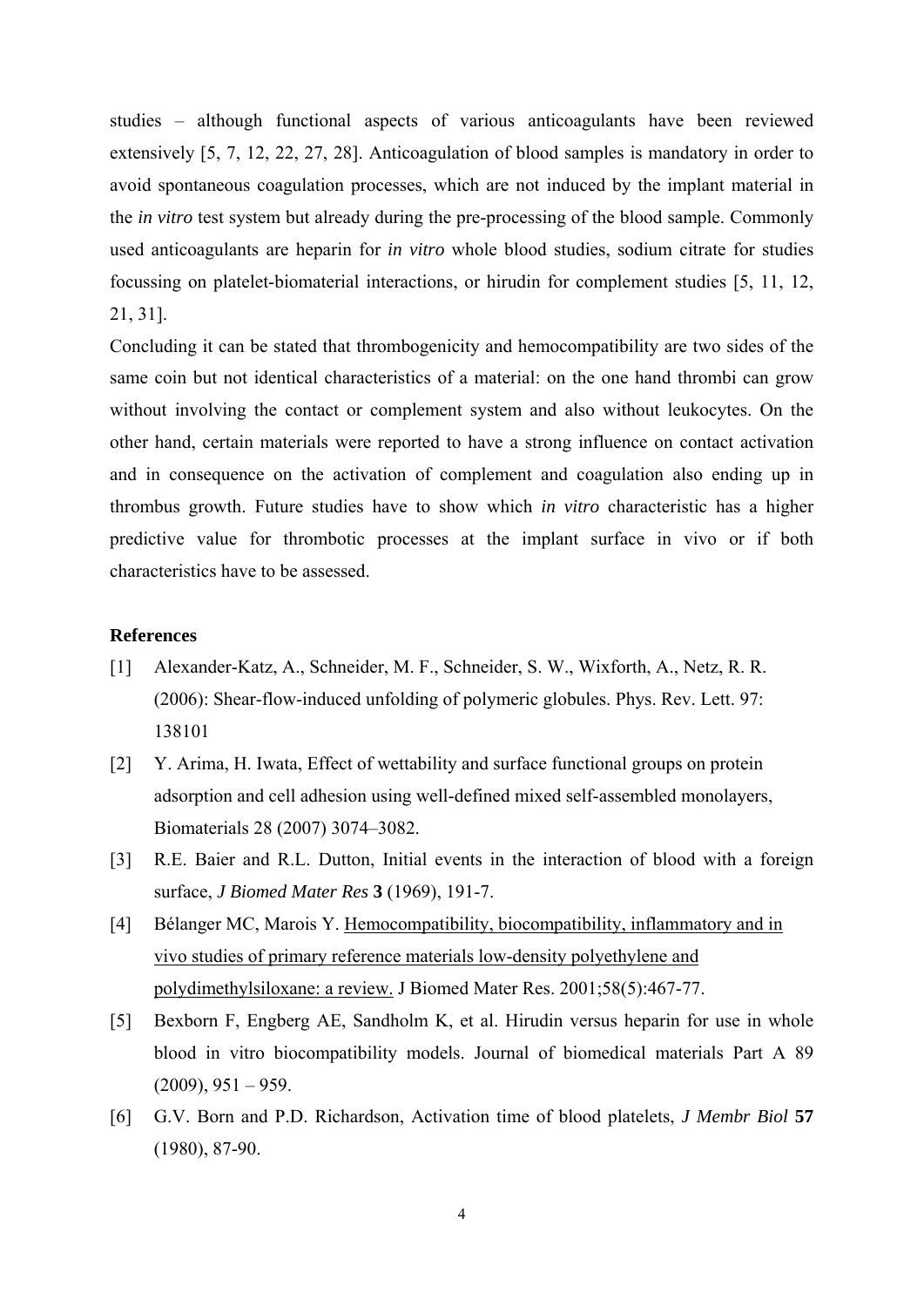studies – although functional aspects of various anticoagulants have been reviewed extensively [5, 7, 12, 22, 27, 28]. Anticoagulation of blood samples is mandatory in order to avoid spontaneous coagulation processes, which are not induced by the implant material in the *in vitro* test system but already during the pre-processing of the blood sample. Commonly used anticoagulants are heparin for *in vitro* whole blood studies, sodium citrate for studies focussing on platelet-biomaterial interactions, or hirudin for complement studies [5, 11, 12, 21, 31].

Concluding it can be stated that thrombogenicity and hemocompatibility are two sides of the same coin but not identical characteristics of a material: on the one hand thrombi can grow without involving the contact or complement system and also without leukocytes. On the other hand, certain materials were reported to have a strong influence on contact activation and in consequence on the activation of complement and coagulation also ending up in thrombus growth. Future studies have to show which *in vitro* characteristic has a higher predictive value for thrombotic processes at the implant surface in vivo or if both characteristics have to be assessed.

**References**

[1] Alexander-Katz, A., Schneider, M. F., Schneider, S. W., Wixforth, A., Netz, R. R. (2006): Shear-flow-induced unfolding of polymeric globules. Phys. Rev. Lett. 97: 138101

[2] Y. Arima, H. Iwata, Effect of wettability and surface functional groups on protein adsorption and cell adhesion using well-defined mixed self-assembled monolayers, Biomaterials 28 (2007) 3074–3082.

[3] R.E. Baier and R.L. Dutton, Initial events in the interaction of blood with a foreign surface, *J Biomed Mater Res* **3** (1969), 191-7.

[4] Bélanger MC, Marois Y. Hemocompatibility, biocompatibility, inflammatory and in vivo studies of primary reference materials low-density polyethylene and polydimethylsiloxane: a review. J Biomed Mater Res. 2001;58(5):467-77.

[5] Bexborn F, Engberg AE, Sandholm K, et al. Hirudin versus heparin for use in whole blood in vitro biocompatibility models. Journal of biomedical materials Part A 89 (2009), 951 – 959.

[6] G.V. Born and P.D. Richardson, Activation time of blood platelets, *J Membr Biol* **57** (1980), 87-90.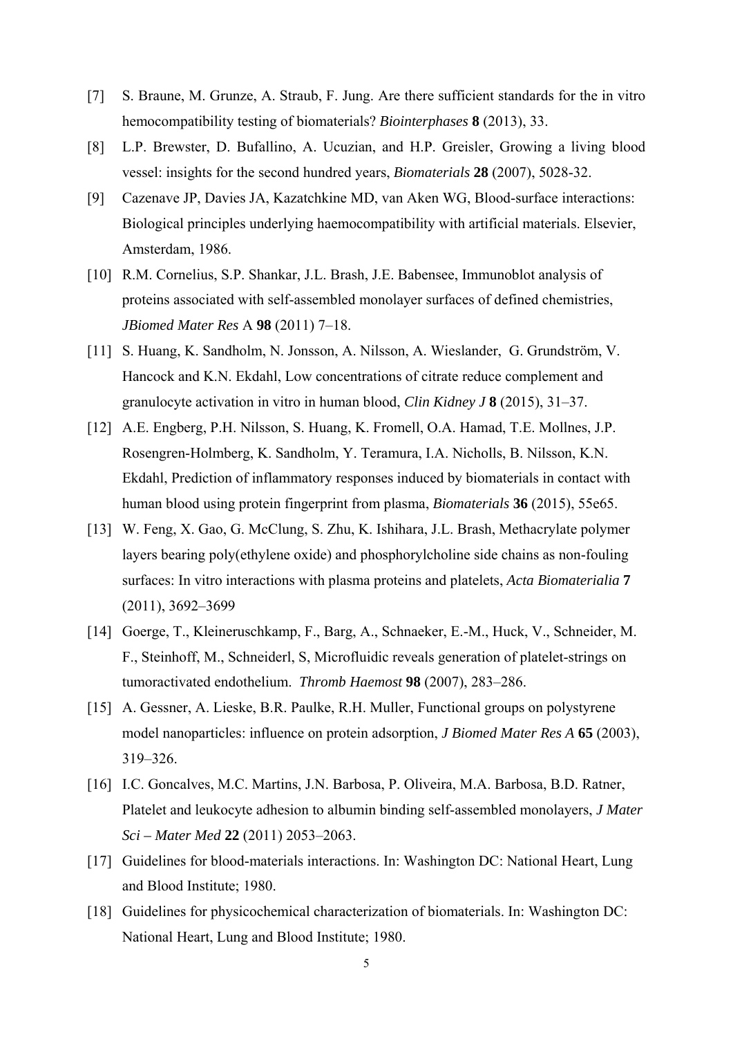[7] S. Braune, M. Grunze, A. Straub, F. Jung. Are there sufficient standards for the in vitro hemocompatibility testing of biomaterials? *Biointerphases* **8** (2013), 33.

[8] L.P. Brewster, D. Bufallino, A. Ucuzian, and H.P. Greisler, Growing a living blood vessel: insights for the second hundred years, *Biomaterials* **28** (2007), 5028-32.

[9] Cazenave JP, Davies JA, Kazatchkine MD, van Aken WG, Blood-surface interactions: Biological principles underlying haemocompatibility with artificial materials. Elsevier, Amsterdam, 1986.

[10] R.M. Cornelius, S.P. Shankar, J.L. Brash, J.E. Babensee, Immunoblot analysis of proteins associated with self-assembled monolayer surfaces of defined chemistries, *JBiomed Mater Res* A **98** (2011) 7–18.

[11] S. Huang, K. Sandholm, N. Jonsson, A. Nilsson, A. Wieslander, G. Grundström, V. Hancock and K.N. Ekdahl, Low concentrations of citrate reduce complement and granulocyte activation in vitro in human blood, *Clin Kidney J* **8** (2015), 31–37.

[12] A.E. Engberg, P.H. Nilsson, S. Huang, K. Fromell, O.A. Hamad, T.E. Mollnes, J.P. Rosengren-Holmberg, K. Sandholm, Y. Teramura, I.A. Nicholls, B. Nilsson, K.N. Ekdahl, Prediction of inflammatory responses induced by biomaterials in contact with human blood using protein fingerprint from plasma, *Biomaterials* **36** (2015), 55e65.

[13] W. Feng, X. Gao, G. McClung, S. Zhu, K. Ishihara, J.L. Brash, Methacrylate polymer layers bearing poly(ethylene oxide) and phosphorylcholine side chains as non-fouling surfaces: In vitro interactions with plasma proteins and platelets, *Acta Biomaterialia* **7** (2011), 3692–3699

[14] Goerge, T., Kleineruschkamp, F., Barg, A., Schnaeker, E.-M., Huck, V., Schneider, M. F., Steinhoff, M., Schneiderl, S, Microfluidic reveals generation of platelet-strings on tumoractivated endothelium. *Thromb Haemost* **98** (2007), 283–286.

[15] A. Gessner, A. Lieske, B.R. Paulke, R.H. Muller, Functional groups on polystyrene model nanoparticles: influence on protein adsorption, *J Biomed Mater Res A* **65** (2003), 319–326.

[16] I.C. Goncalves, M.C. Martins, J.N. Barbosa, P. Oliveira, M.A. Barbosa, B.D. Ratner, Platelet and leukocyte adhesion to albumin binding self-assembled monolayers, *J Mater Sci – Mater Med* **22** (2011) 2053–2063.

[17] Guidelines for blood-materials interactions. In: Washington DC: National Heart, Lung and Blood Institute; 1980.

[18] Guidelines for physicochemical characterization of biomaterials. In: Washington DC: National Heart, Lung and Blood Institute; 1980.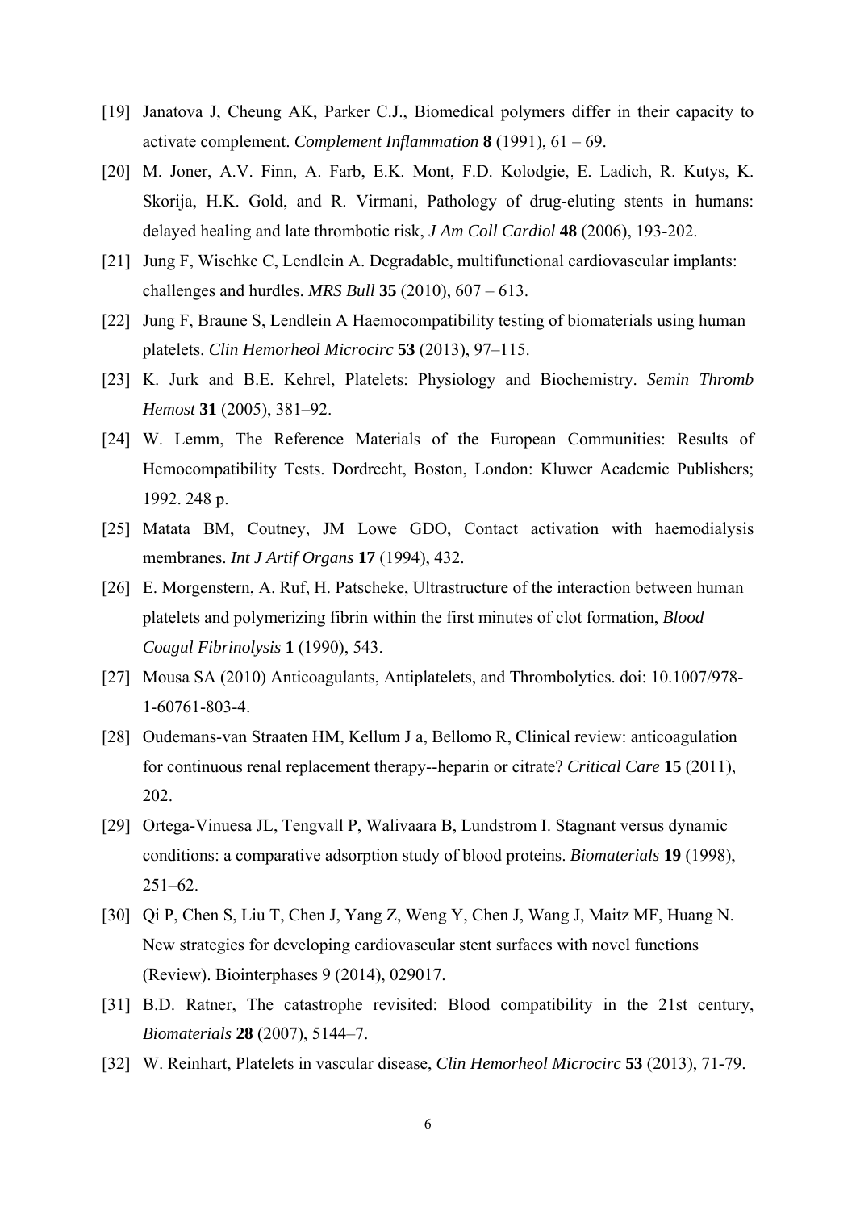[19] Janatova J, Cheung AK, Parker C.J., Biomedical polymers differ in their capacity to activate complement. *Complement Inflammation* **8** (1991), 61 – 69.

[20] M. Joner, A.V. Finn, A. Farb, E.K. Mont, F.D. Kolodgie, E. Ladich, R. Kutys, K. Skorija, H.K. Gold, and R. Virmani, Pathology of drug-eluting stents in humans: delayed healing and late thrombotic risk, *J Am Coll Cardiol* **48** (2006), 193-202.

[21] Jung F, Wischke C, Lendlein A. Degradable, multifunctional cardiovascular implants: challenges and hurdles. *MRS Bull* **35** (2010), 607 – 613.

[22] Jung F, Braune S, Lendlein A Haemocompatibility testing of biomaterials using human platelets. *Clin Hemorheol Microcirc* **53** (2013), 97–115.

[23] K. Jurk and B.E. Kehrel, Platelets: Physiology and Biochemistry. *Semin Thromb Hemost* **31** (2005), 381–92.

[24] W. Lemm, The Reference Materials of the European Communities: Results of Hemocompatibility Tests. Dordrecht, Boston, London: Kluwer Academic Publishers; 1992. 248 p.

[25] Matata BM, Coutney, JM Lowe GDO, Contact activation with haemodialysis membranes. *Int J Artif Organs* **17** (1994), 432.

[26] E. Morgenstern, A. Ruf, H. Patscheke, Ultrastructure of the interaction between human platelets and polymerizing fibrin within the first minutes of clot formation, *Blood Coagul Fibrinolysis* **1** (1990), 543.

[27] Mousa SA (2010) Anticoagulants, Antiplatelets, and Thrombolytics. doi: 10.1007/978-1-60761-803-4.

[28] Oudemans-van Straaten HM, Kellum J a, Bellomo R, Clinical review: anticoagulation for continuous renal replacement therapy--heparin or citrate? *Critical Care* **15** (2011), 202.

[29] Ortega-Vinuesa JL, Tengvall P, Walivaara B, Lundstrom I. Stagnant versus dynamic conditions: a comparative adsorption study of blood proteins. *Biomaterials* **19** (1998), 251–62.

[30] Qi P, Chen S, Liu T, Chen J, Yang Z, Weng Y, Chen J, Wang J, Maitz MF, Huang N. New strategies for developing cardiovascular stent surfaces with novel functions (Review). Biointerphases 9 (2014), 029017.

[31] B.D. Ratner, The catastrophe revisited: Blood compatibility in the 21st century, *Biomaterials* **28** (2007), 5144–7.

[32] W. Reinhart, Platelets in vascular disease, *Clin Hemorheol Microcirc* **53** (2013), 71-79.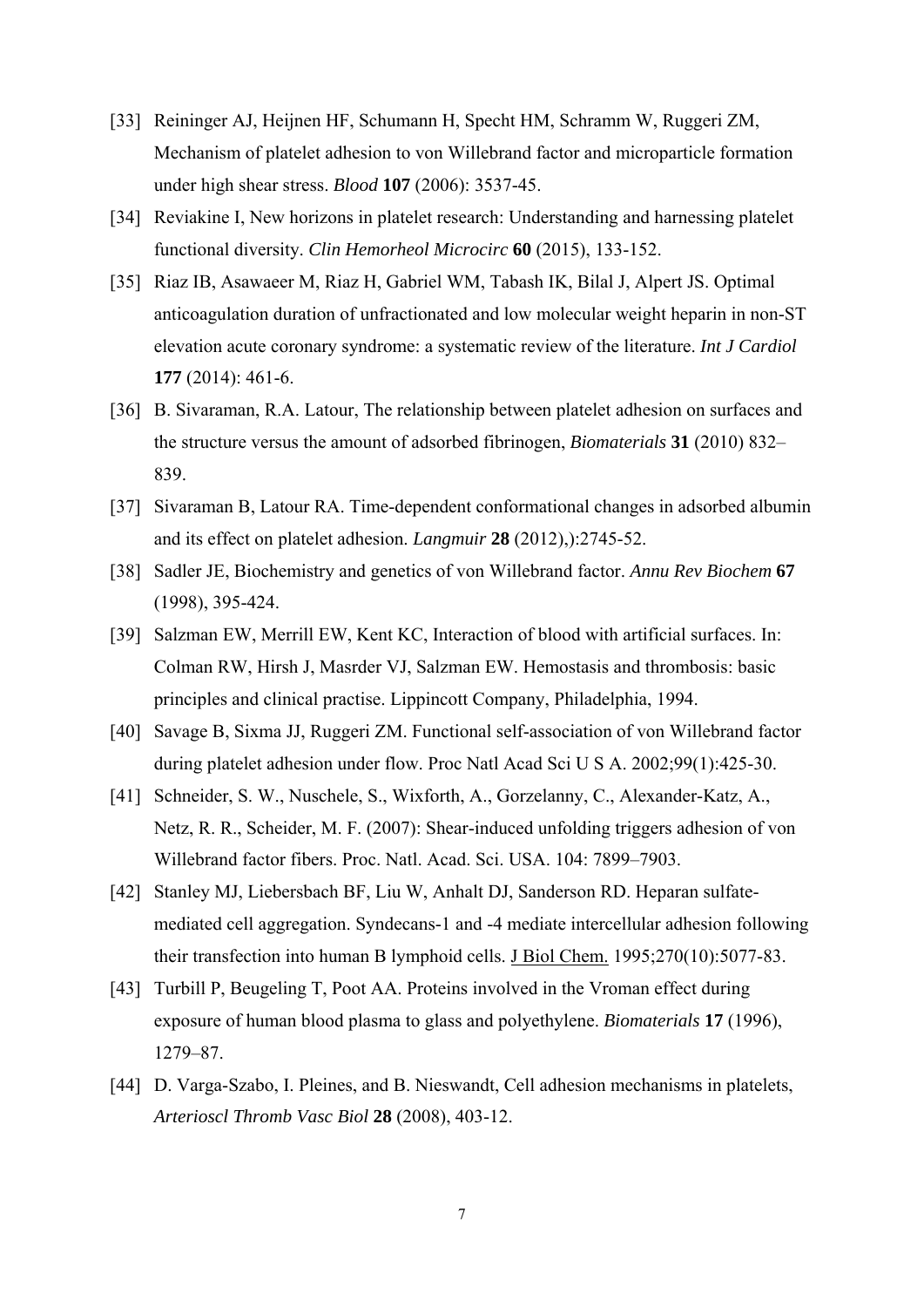[33] Reininger AJ, Heijnen HF, Schumann H, Specht HM, Schramm W, Ruggeri ZM, Mechanism of platelet adhesion to von Willebrand factor and microparticle formation under high shear stress. *Blood* **107** (2006): 3537-45.

[34] Reviakine I, New horizons in platelet research: Understanding and harnessing platelet functional diversity. *Clin Hemorheol Microcirc* **60** (2015), 133-152.

[35] Riaz IB, Asawaeer M, Riaz H, Gabriel WM, Tabash IK, Bilal J, Alpert JS. Optimal anticoagulation duration of unfractionated and low molecular weight heparin in non-ST elevation acute coronary syndrome: a systematic review of the literature. *Int J Cardiol* **177** (2014): 461-6.

[36] B. Sivaraman, R.A. Latour, The relationship between platelet adhesion on surfaces and the structure versus the amount of adsorbed fibrinogen, *Biomaterials* **31** (2010) 832–839.

[37] Sivaraman B, Latour RA. Time-dependent conformational changes in adsorbed albumin and its effect on platelet adhesion. *Langmuir* **28** (2012),):2745-52.

[38] Sadler JE, Biochemistry and genetics of von Willebrand factor. *Annu Rev Biochem* **67** (1998), 395-424.

[39] Salzman EW, Merrill EW, Kent KC, Interaction of blood with artificial surfaces. In: Colman RW, Hirsh J, Masrder VJ, Salzman EW. Hemostasis and thrombosis: basic principles and clinical practise. Lippincott Company, Philadelphia, 1994.

[40] Savage B, Sixma JJ, Ruggeri ZM. Functional self-association of von Willebrand factor during platelet adhesion under flow. Proc Natl Acad Sci U S A. 2002;99(1):425-30.

[41] Schneider, S. W., Nuschele, S., Wixforth, A., Gorzelanny, C., Alexander-Katz, A., Netz, R. R., Scheider, M. F. (2007): Shear-induced unfolding triggers adhesion of von Willebrand factor fibers. Proc. Natl. Acad. Sci. USA. 104: 7899–7903.

[42] Stanley MJ, Liebersbach BF, Liu W, Anhalt DJ, Sanderson RD. Heparan sulfate-mediated cell aggregation. Syndecans-1 and -4 mediate intercellular adhesion following their transfection into human B lymphoid cells. J Biol Chem. 1995;270(10):5077-83.

[43] Turbill P, Beugeling T, Poot AA. Proteins involved in the Vroman effect during exposure of human blood plasma to glass and polyethylene. *Biomaterials* **17** (1996), 1279–87.

[44] D. Varga-Szabo, I. Pleines, and B. Nieswandt, Cell adhesion mechanisms in platelets, *Arterioscl Thromb Vasc Biol* **28** (2008), 403-12.